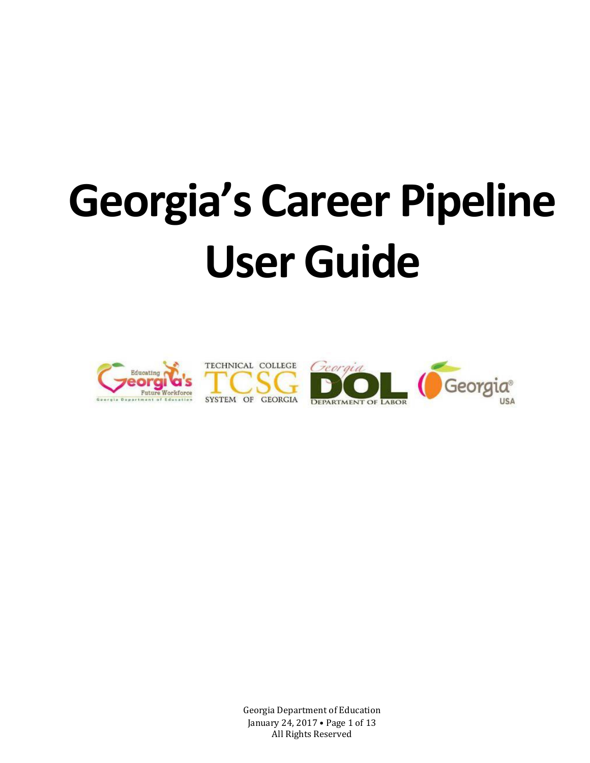# Georgia's Career Pipeline User Guide

Georgia Department of Education
January 24, 2017
All Rights Reserved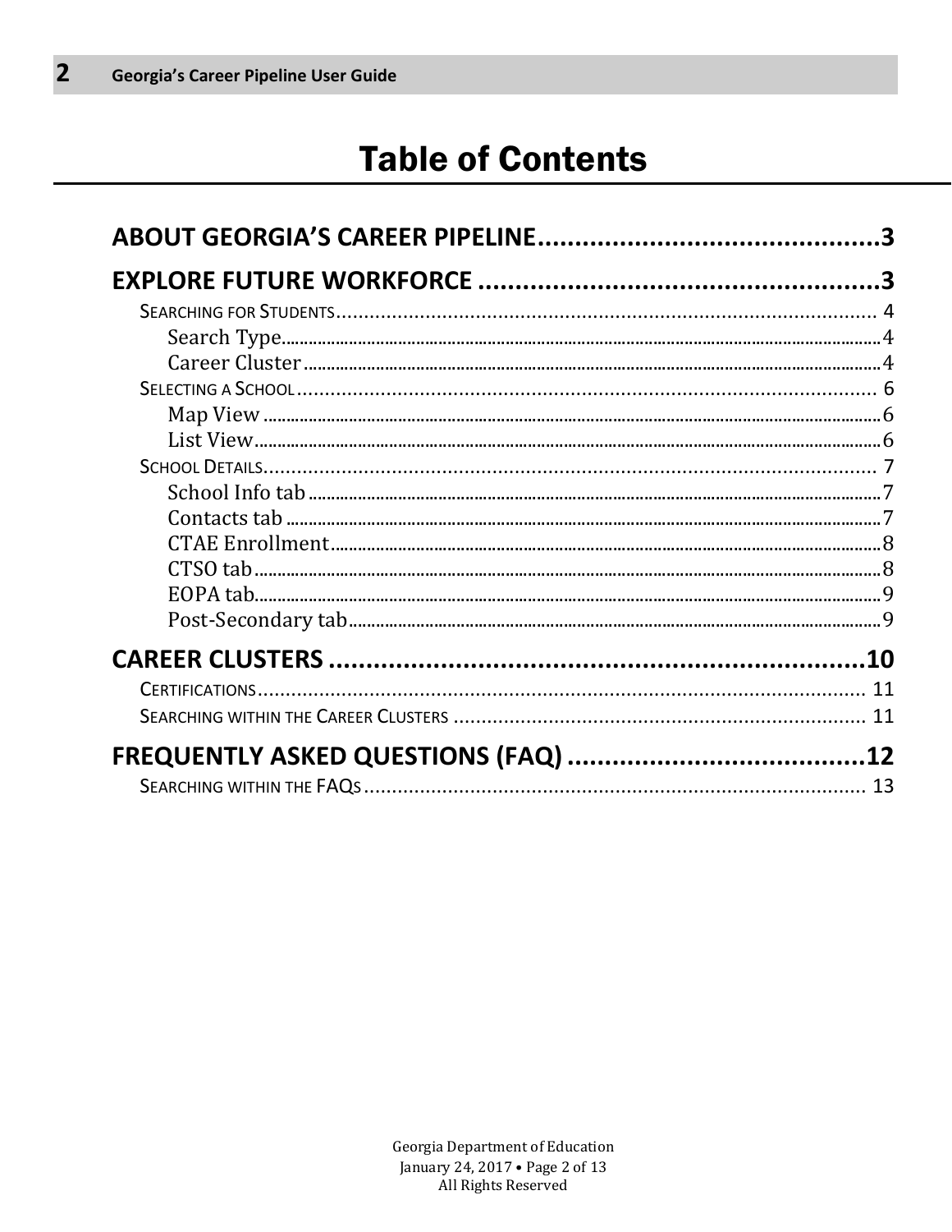# Table of Contents

**ABOUT GEORGIA'S CAREER PIPELINE ....................................... 3**

**EXPLORE FUTURE WORKFORCE ....................................... 3**

- SEARCHING FOR STUDENTS ....................................... 4
  - Search Type ....................................... 4
  - Career Cluster ....................................... 4
- SELECTING A SCHOOL ....................................... 6
  - Map View ....................................... 6
  - List View ....................................... 6
- SCHOOL DETAILS ....................................... 7
  - School Info tab ....................................... 7
  - Contacts tab ....................................... 7
  - CTAE Enrollment ....................................... 8
  - CTSO tab ....................................... 8
  - EOPA tab ....................................... 9
  - Post-Secondary tab ....................................... 9

**CAREER CLUSTERS ....................................... 10**

- CERTIFICATIONS ....................................... 11
- SEARCHING WITHIN THE CAREER CLUSTERS ....................................... 11

**FREQUENTLY ASKED QUESTIONS (FAQ) ....................................... 12**

- SEARCHING WITHIN THE FAQS ....................................... 13

Georgia Department of Education
All Rights Reserved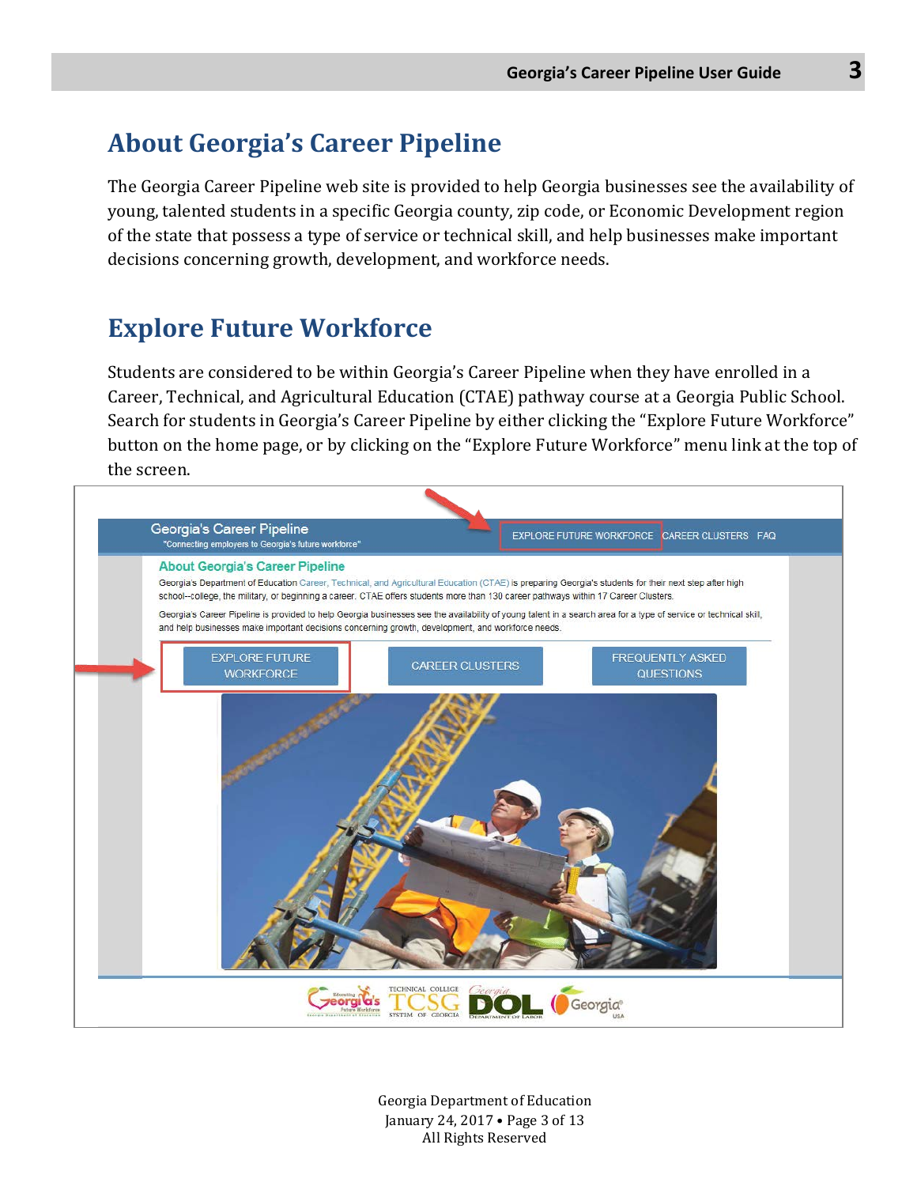## About Georgia's Career Pipeline

The Georgia Career Pipeline web site is provided to help Georgia businesses see the availability of young, talented students in a specific Georgia county, zip code, or Economic Development region of the state that possess a type of service or technical skill, and help businesses make important decisions concerning growth, development, and workforce needs.

## Explore Future Workforce

Students are considered to be within Georgia's Career Pipeline when they have enrolled in a Career, Technical, and Agricultural Education (CTAE) pathway course at a Georgia Public School. Search for students in Georgia's Career Pipeline by either clicking the "Explore Future Workforce" button on the home page, or by clicking on the "Explore Future Workforce" menu link at the top of the screen.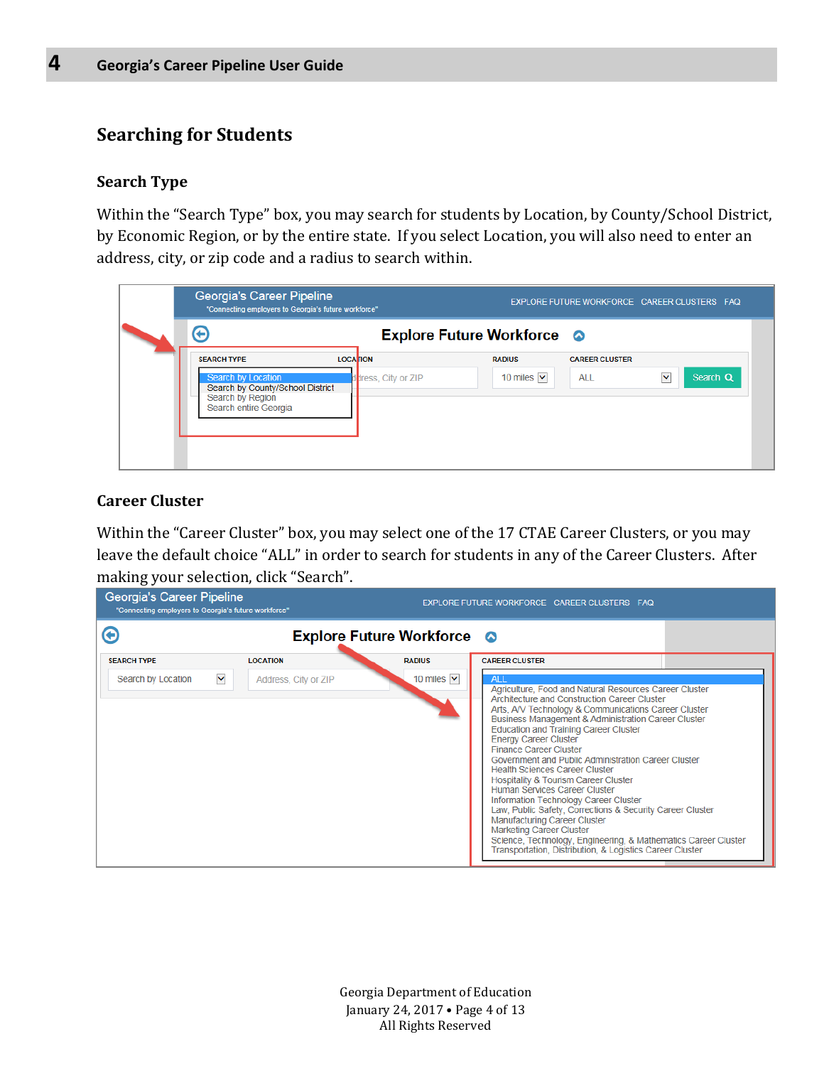## Searching for Students

### Search Type

Within the "Search Type" box, you may search for students by Location, by County/School District, by Economic Region, or by the entire state. If you select Location, you will also need to enter an address, city, or zip code and a radius to search within.

### Career Cluster

Within the "Career Cluster" box, you may select one of the 17 CTAE Career Clusters, or you may leave the default choice "ALL" in order to search for students in any of the Career Clusters. After making your selection, click "Search".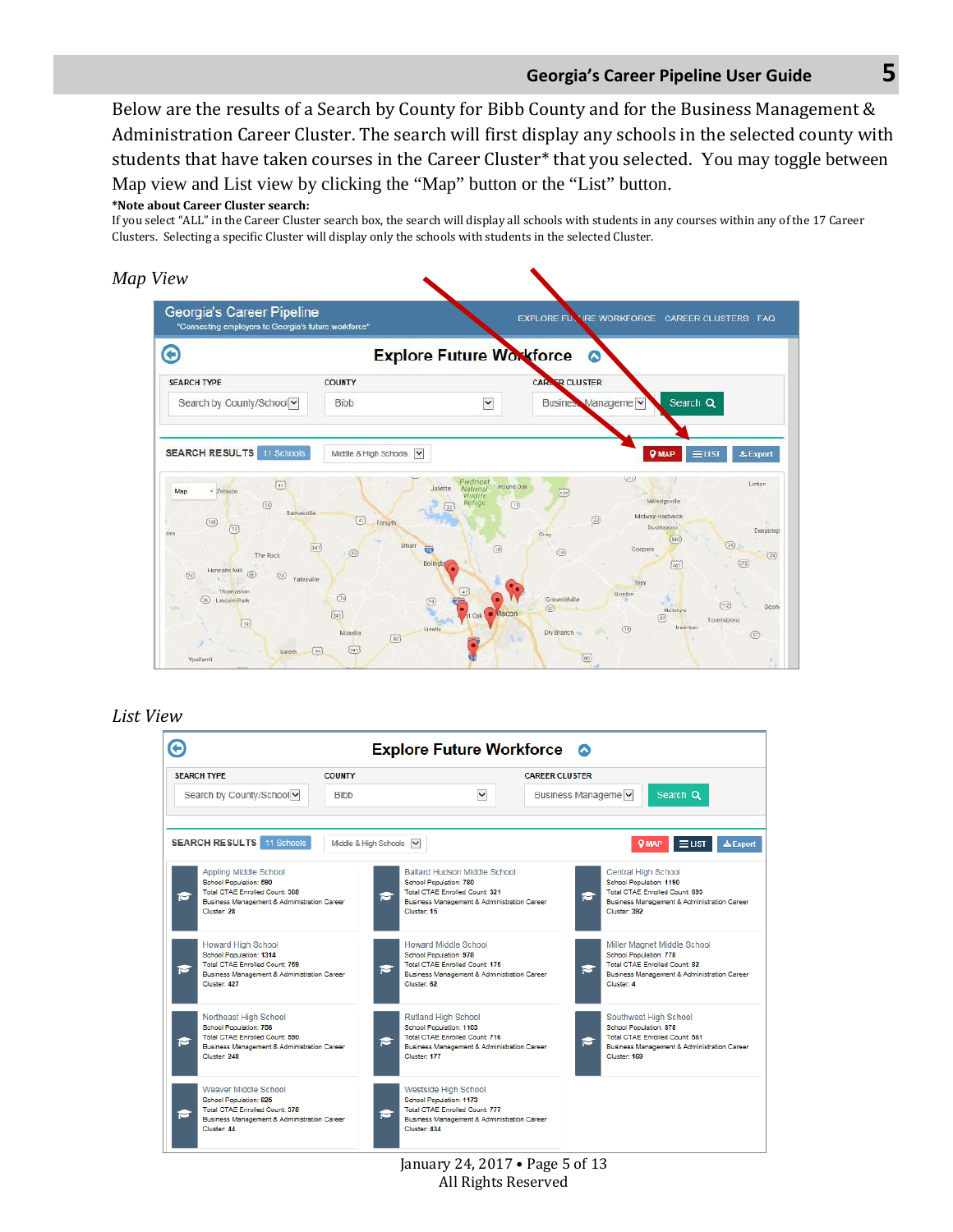Below are the results of a Search by County for Bibb County and for the Business Management & Administration Career Cluster. The search will first display any schools in the selected county with students that have taken courses in the Career Cluster* that you selected. You may toggle between Map view and List view by clicking the "Map" button or the "List" button.

**\*Note about Career Cluster search:**
If you select "ALL" in the Career Cluster search box, the search will display all schools with students in any courses within any of the 17 Career Clusters. Selecting a specific Cluster will display only the schools with students in the selected Cluster.

*Map View*

*List View*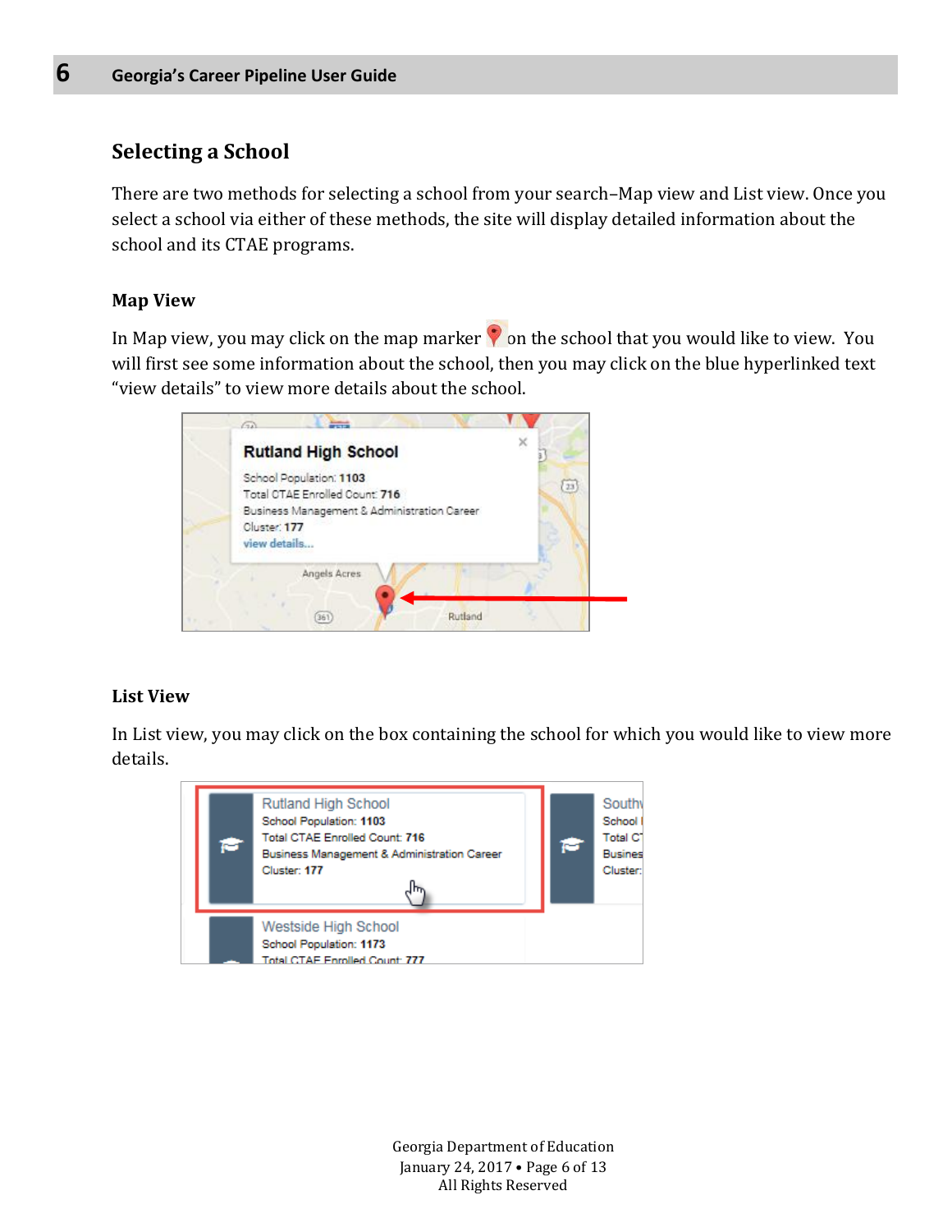## Selecting a School

There are two methods for selecting a school from your search–Map view and List view. Once you select a school via either of these methods, the site will display detailed information about the school and its CTAE programs.

### Map View

In Map view, you may click on the map marker on the school that you would like to view. You will first see some information about the school, then you may click on the blue hyperlinked text "view details" to view more details about the school.

### List View

In List view, you may click on the box containing the school for which you would like to view more details.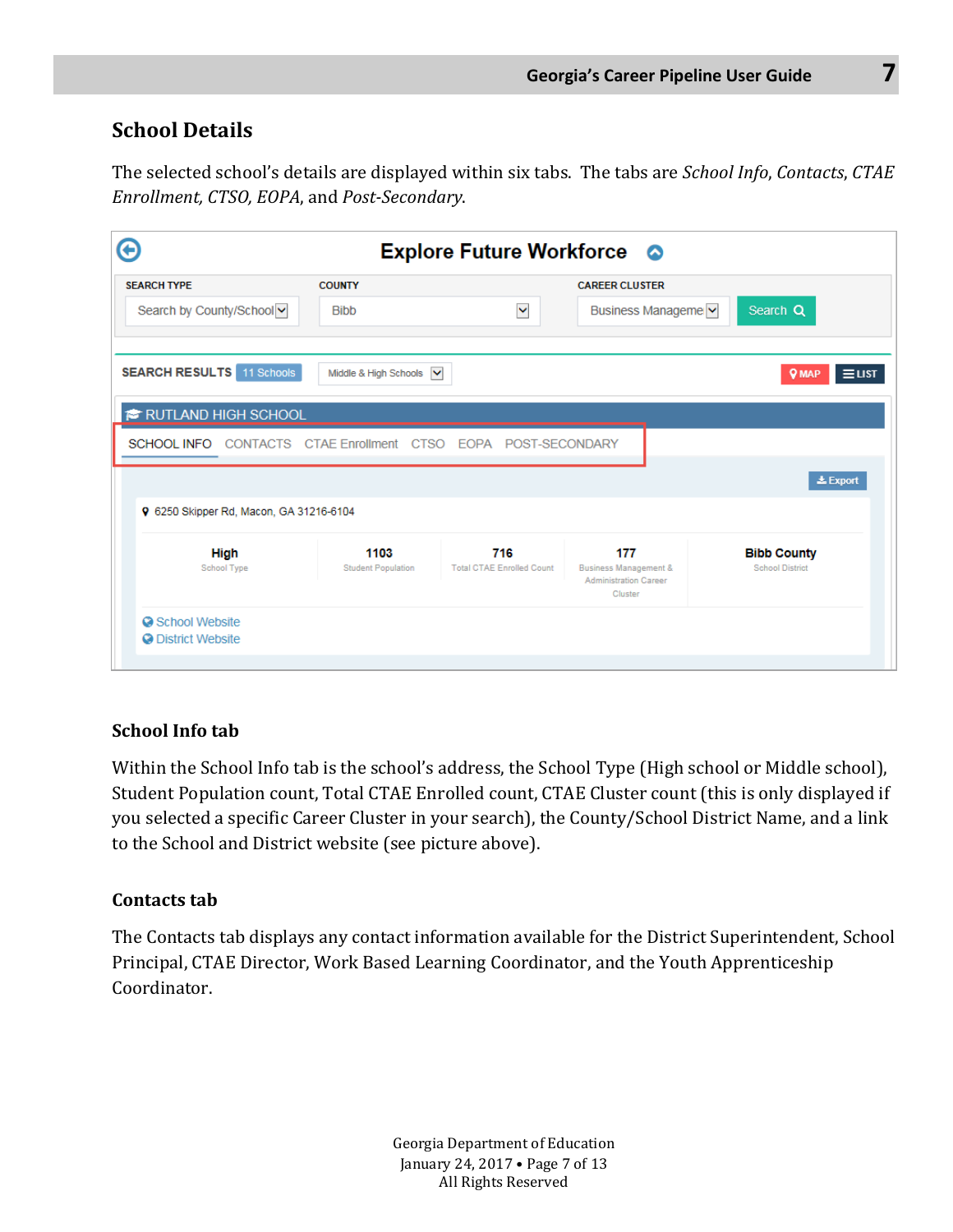## School Details

The selected school's details are displayed within six tabs. The tabs are *School Info*, *Contacts*, *CTAE Enrollment, CTSO, EOPA*, and *Post-Secondary*.

### School Info tab

Within the School Info tab is the school's address, the School Type (High school or Middle school), Student Population count, Total CTAE Enrolled count, CTAE Cluster count (this is only displayed if you selected a specific Career Cluster in your search), the County/School District Name, and a link to the School and District website (see picture above).

### Contacts tab

The Contacts tab displays any contact information available for the District Superintendent, School Principal, CTAE Director, Work Based Learning Coordinator, and the Youth Apprenticeship Coordinator.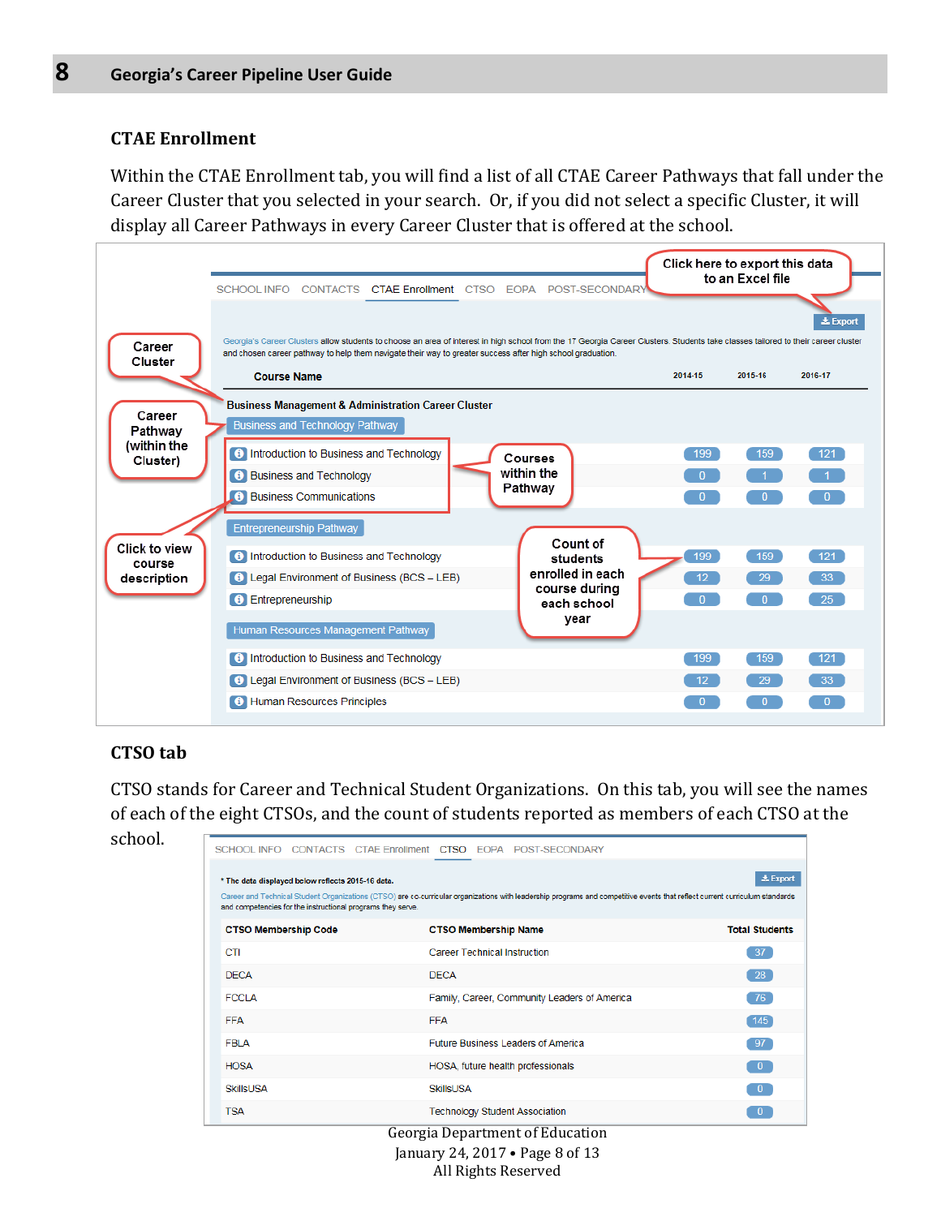### CTAE Enrollment

Within the CTAE Enrollment tab, you will find a list of all CTAE Career Pathways that fall under the Career Cluster that you selected in your search. Or, if you did not select a specific Cluster, it will display all Career Pathways in every Career Cluster that is offered at the school.

SCHOOL INFO | CONTACTS | CTAE Enrollment | CTSO | EOPA | POST-SECONDARY

Export

Georgia's Career Clusters allow students to choose an area of interest in high school from the 17 Georgia Career Clusters. Students take classes tailored to their career cluster and chosen career pathway to help them navigate their way to greater success after high school graduation.

| Course Name | 2014-15 | 2015-16 | 2016-17 |
|---|---|---|---|
| **Business Management & Administration Career Cluster** | | | |
| Business and Technology Pathway | | | |
| Introduction to Business and Technology | 199 | 159 | 121 |
| Business and Technology | 0 | 1 | 1 |
| Business Communications | 0 | 0 | 0 |
| Entrepreneurship Pathway | | | |
| Introduction to Business and Technology | 199 | 159 | 121 |
| Legal Environment of Business (BCS – LEB) | 12 | 29 | 33 |
| Entrepreneurship | 0 | 0 | 25 |
| Human Resources Management Pathway | | | |
| Introduction to Business and Technology | 199 | 159 | 121 |
| Legal Environment of Business (BCS – LEB) | 12 | 29 | 33 |
| Human Resources Principles | 0 | 0 | 0 |

Callouts: Click here to export this data to an Excel file; Career Cluster; Career Pathway (within the Cluster); Courses within the Pathway; Click to view course description; Count of students enrolled in each course during each school year

### CTSO tab

CTSO stands for Career and Technical Student Organizations. On this tab, you will see the names of each of the eight CTSOs, and the count of students reported as members of each CTSO at the school.

SCHOOL INFO | CONTACTS | CTAE Enrollment | CTSO | EOPA | POST-SECONDARY

\* The data displayed below reflects 2015-16 data.

Export

Career and Technical Student Organizations (CTSO) are co-curricular organizations with leadership programs and competitive events that reflect current curriculum standards and competencies for the instructional programs they serve.

| CTSO Membership Code | CTSO Membership Name | Total Students |
|---|---|---|
| CTI | Career Technical Instruction | 37 |
| DECA | DECA | 28 |
| FCCLA | Family, Career, Community Leaders of America | 76 |
| FFA | FFA | 145 |
| FBLA | Future Business Leaders of America | 97 |
| HOSA | HOSA, future health professionals | 0 |
| SkillsUSA | SkillsUSA | 0 |
| TSA | Technology Student Association | 0 |

Georgia Department of Education
January 24, 2017 • Page 8 of 13
All Rights Reserved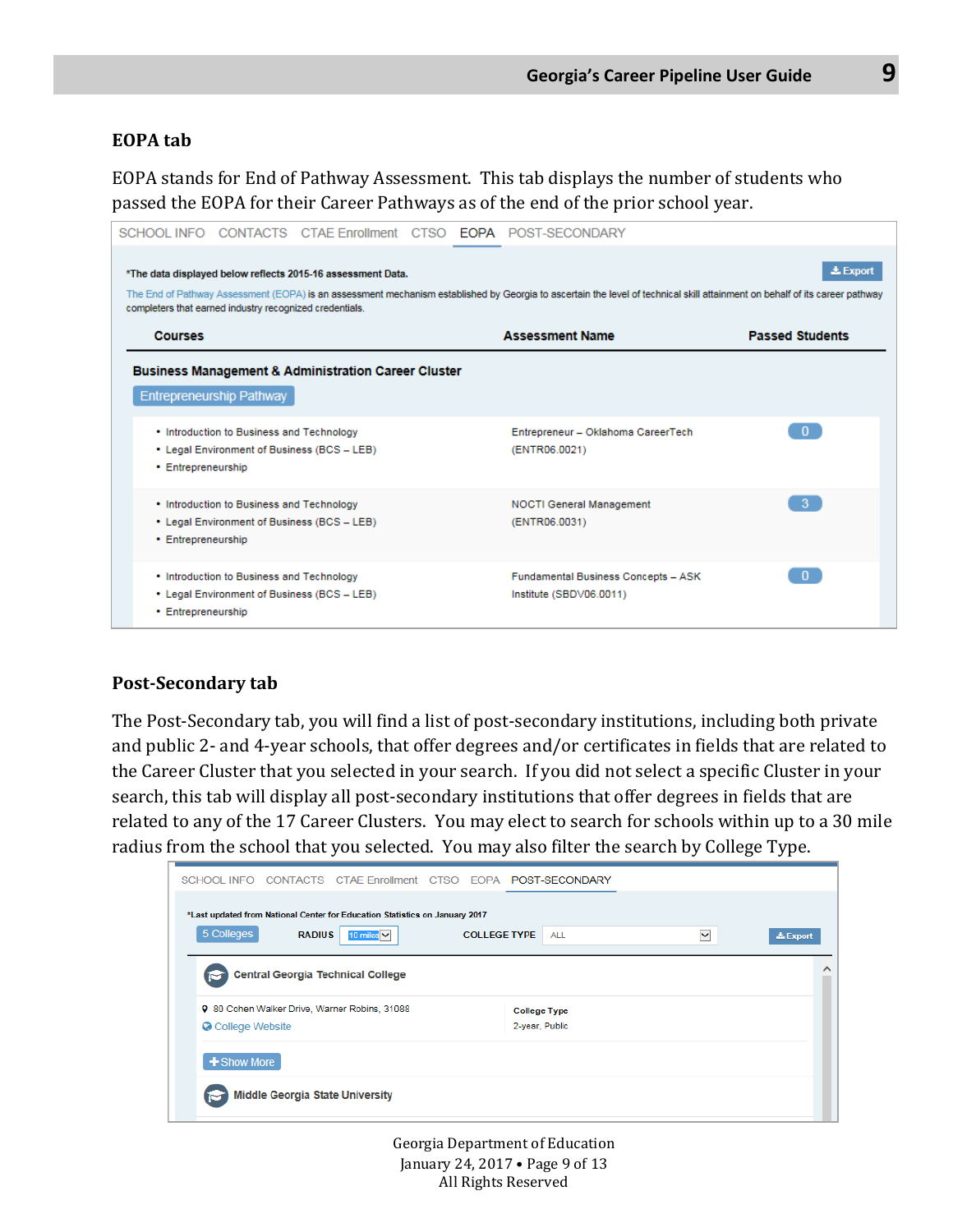### EOPA tab

EOPA stands for End of Pathway Assessment. This tab displays the number of students who passed the EOPA for their Career Pathways as of the end of the prior school year.

SCHOOL INFO | CONTACTS | CTAE Enrollment | CTSO | EOPA | POST-SECONDARY

*The data displayed below reflects 2015-16 assessment Data.

Export

The End of Pathway Assessment (EOPA) is an assessment mechanism established by Georgia to ascertain the level of technical skill attainment on behalf of its career pathway completers that earned industry recognized credentials.

**Business Management & Administration Career Cluster**

Entrepreneurship Pathway

| Courses | Assessment Name | Passed Students |
| --- | --- | --- |
| • Introduction to Business and Technology<br>• Legal Environment of Business (BCS – LEB)<br>• Entrepreneurship | Entrepreneur – Oklahoma CareerTech (ENTR06.0021) | 0 |
| • Introduction to Business and Technology<br>• Legal Environment of Business (BCS – LEB)<br>• Entrepreneurship | NOCTI General Management (ENTR06.0031) | 3 |
| • Introduction to Business and Technology<br>• Legal Environment of Business (BCS – LEB)<br>• Entrepreneurship | Fundamental Business Concepts – ASK Institute (SBDV06.0011) | 0 |

### Post-Secondary tab

The Post-Secondary tab, you will find a list of post-secondary institutions, including both private and public 2- and 4-year schools, that offer degrees and/or certificates in fields that are related to the Career Cluster that you selected in your search. If you did not select a specific Cluster in your search, this tab will display all post-secondary institutions that offer degrees in fields that are related to any of the 17 Career Clusters. You may elect to search for schools within up to a 30 mile radius from the school that you selected. You may also filter the search by College Type.

SCHOOL INFO | CONTACTS | CTAE Enrollment | CTSO | EOPA | POST-SECONDARY

*Last updated from National Center for Education Statistics on January 2017

5 Colleges | RADIUS: 10 miles | COLLEGE TYPE: ALL | Export

**Central Georgia Technical College**

80 Cohen Walker Drive, Warner Robins, 31088
College Website

College Type: 2-year, Public

+ Show More

**Middle Georgia State University**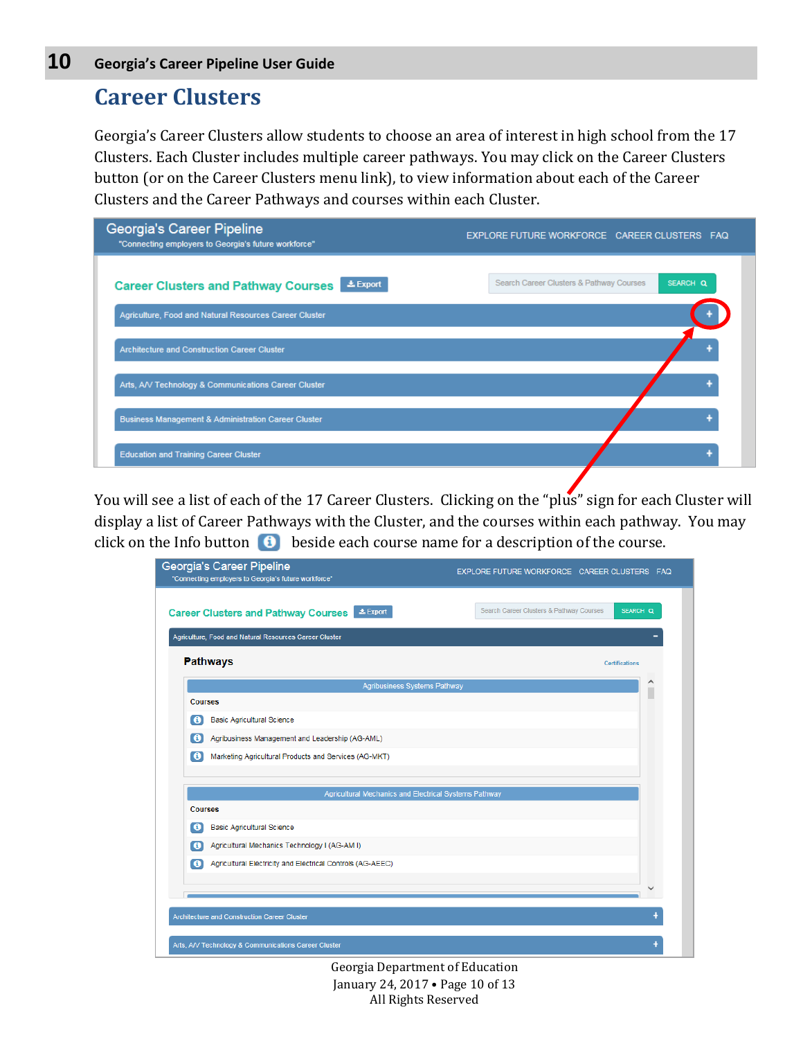# Career Clusters

Georgia's Career Clusters allow students to choose an area of interest in high school from the 17 Clusters. Each Cluster includes multiple career pathways. You may click on the Career Clusters button (or on the Career Clusters menu link), to view information about each of the Career Clusters and the Career Pathways and courses within each Cluster.

You will see a list of each of the 17 Career Clusters. Clicking on the "plus" sign for each Cluster will display a list of Career Pathways with the Cluster, and the courses within each pathway. You may click on the Info button beside each course name for a description of the course.

Georgia Department of Education
January 24, 2017 • Page 10 of 13
All Rights Reserved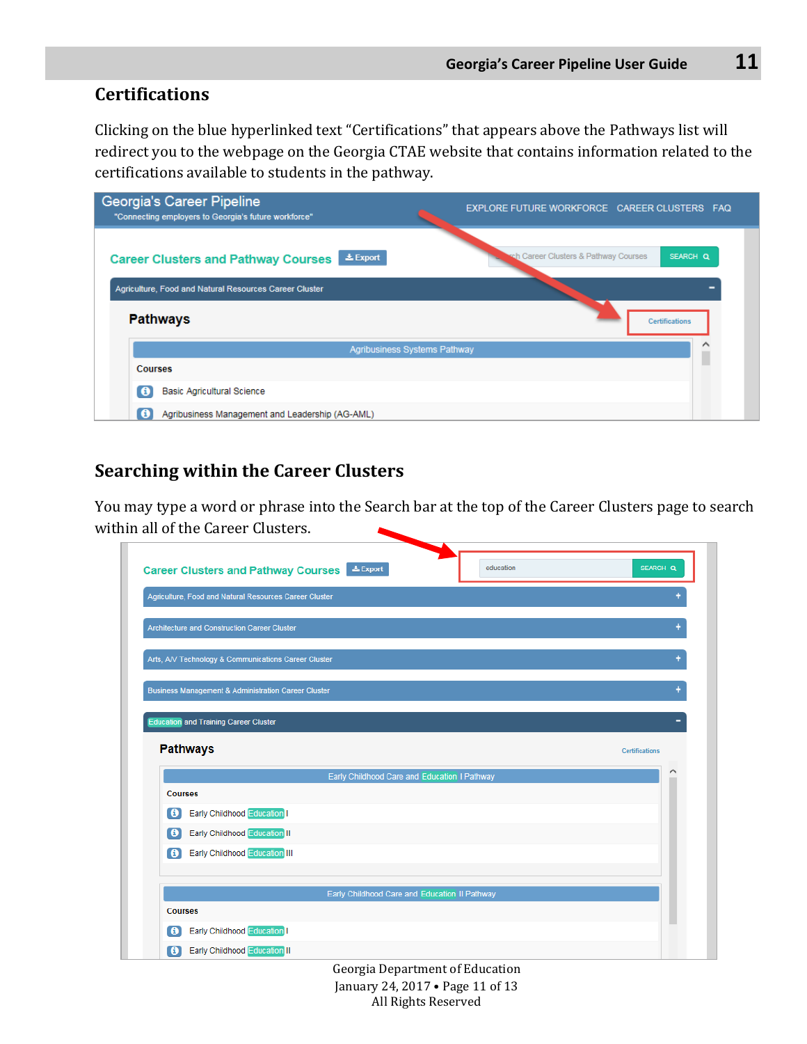## Certifications

Clicking on the blue hyperlinked text "Certifications" that appears above the Pathways list will redirect you to the webpage on the Georgia CTAE website that contains information related to the certifications available to students in the pathway.

## Searching within the Career Clusters

You may type a word or phrase into the Search bar at the top of the Career Clusters page to search within all of the Career Clusters.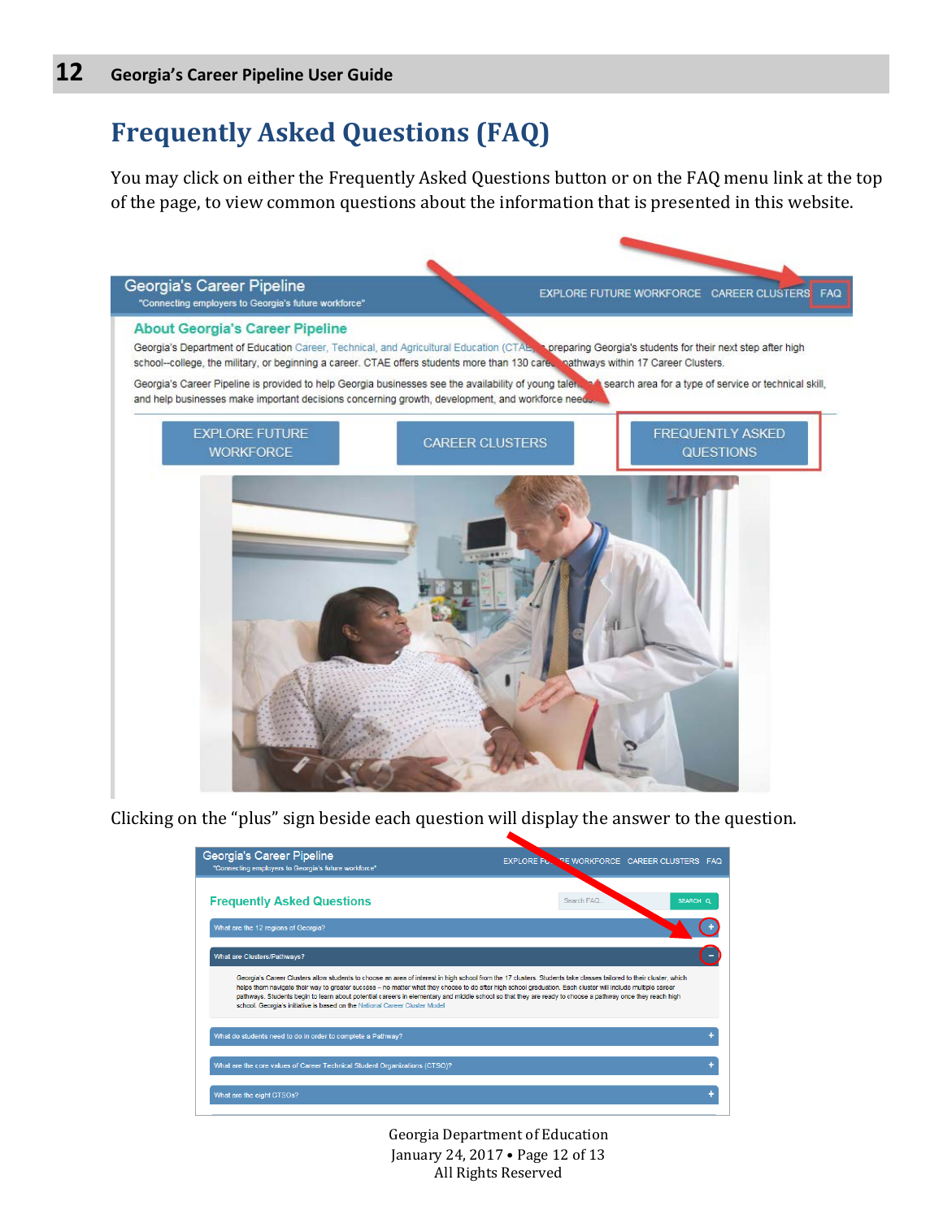# Frequently Asked Questions (FAQ)

You may click on either the Frequently Asked Questions button or on the FAQ menu link at the top of the page, to view common questions about the information that is presented in this website.

Clicking on the "plus" sign beside each question will display the answer to the question.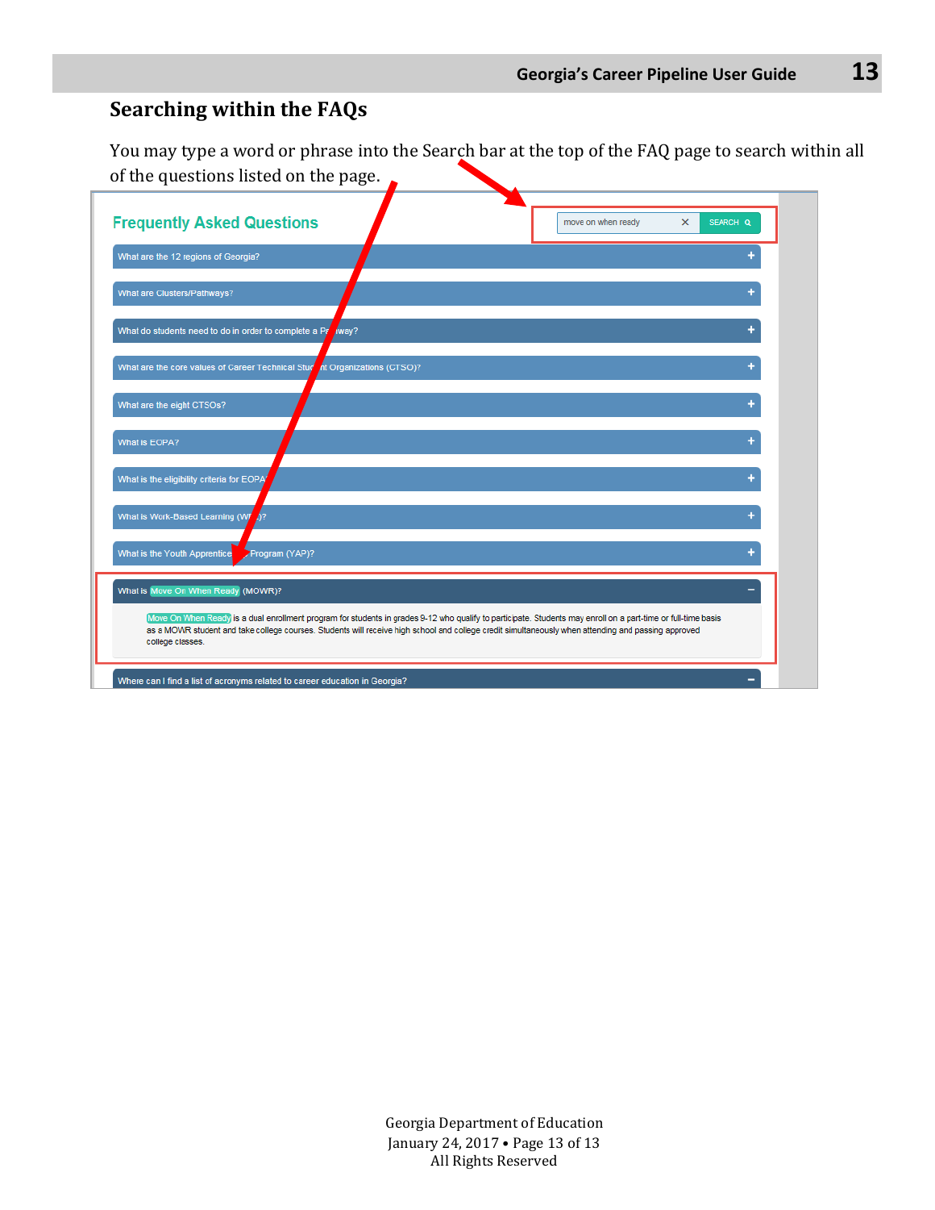## Searching within the FAQs

You may type a word or phrase into the Search bar at the top of the FAQ page to search within all of the questions listed on the page.